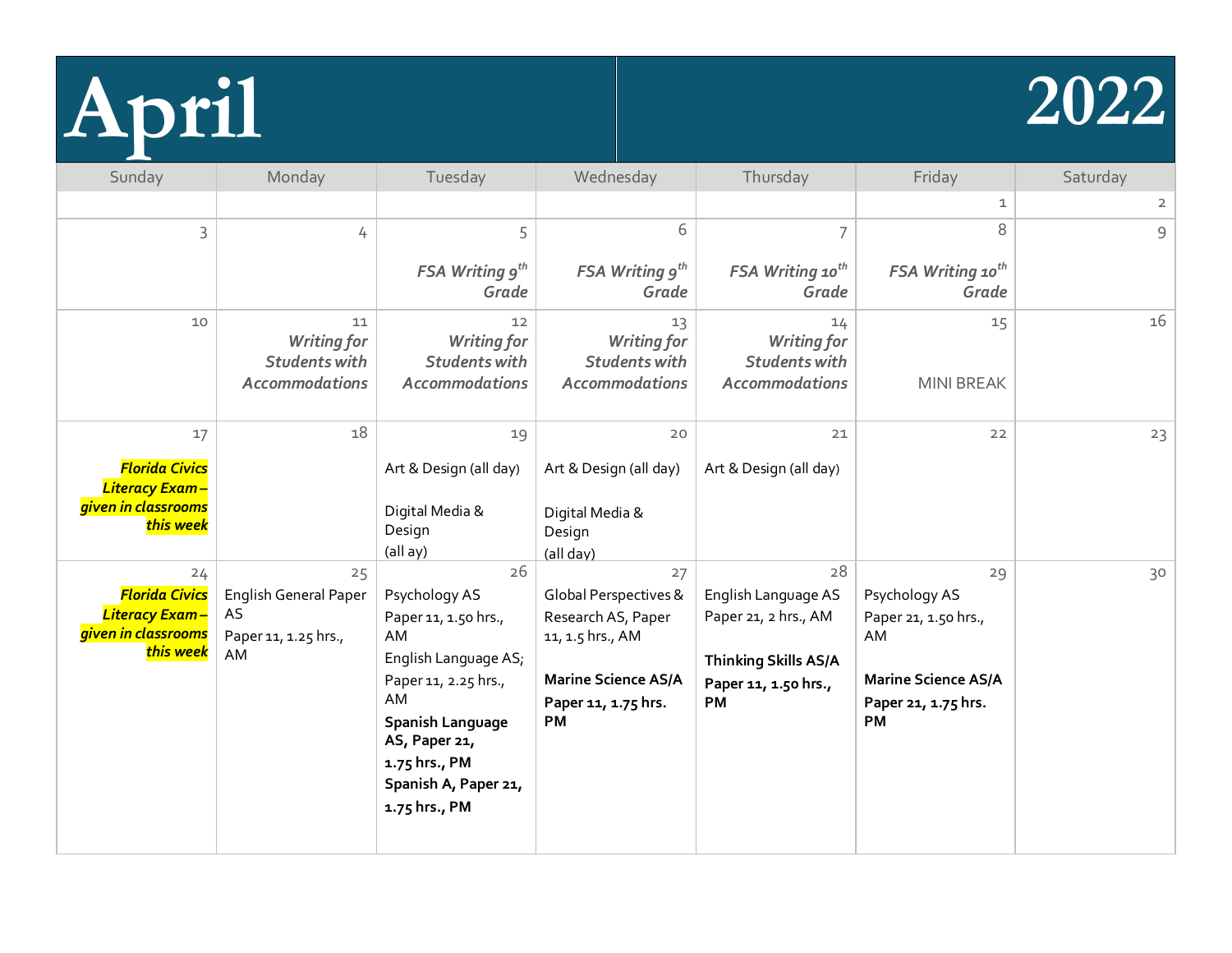# April 2022

| Sunday | Monday | Tuesday | Wednesday | Thursday | Friday | Saturday |
|---|---|---|---|---|---|---|
| | | | | | 1 | 2 |
| 3 | 4 | 5<br>*FSA Writing 9th Grade* | 6<br>*FSA Writing 9th Grade* | 7<br>*FSA Writing 10th Grade* | 8<br>*FSA Writing 10th Grade* | 9 |
| 10 | 11<br>*Writing for Students with Accommodations* | 12<br>*Writing for Students with Accommodations* | 13<br>*Writing for Students with Accommodations* | 14<br>*Writing for Students with Accommodations* | 15<br>MINI BREAK | 16 |
| 17<br>***Florida Civics Literacy Exam – given in classrooms this week*** | 18 | 19<br>Art & Design (all day)<br>Digital Media & Design (all ay) | 20<br>Art & Design (all day)<br>Digital Media & Design (all day) | 21<br>Art & Design (all day) | 22 | 23 |
| 24<br>***Florida Civics Literacy Exam – given in classrooms this week*** | 25<br>English General Paper AS<br>Paper 11, 1.25 hrs., AM | 26<br>Psychology AS<br>Paper 11, 1.50 hrs., AM<br>English Language AS; Paper 11, 2.25 hrs., AM<br>**Spanish Language AS, Paper 21, 1.75 hrs., PM**<br>**Spanish A, Paper 21, 1.75 hrs., PM** | 27<br>Global Perspectives & Research AS, Paper 11, 1.5 hrs., AM<br>**Marine Science AS/A**<br>**Paper 11, 1.75 hrs. PM** | 28<br>English Language AS Paper 21, 2 hrs., AM<br>**Thinking Skills AS/A**<br>**Paper 11, 1.50 hrs., PM** | 29<br>Psychology AS<br>Paper 21, 1.50 hrs., AM<br>**Marine Science AS/A**<br>**Paper 21, 1.75 hrs. PM** | 30 |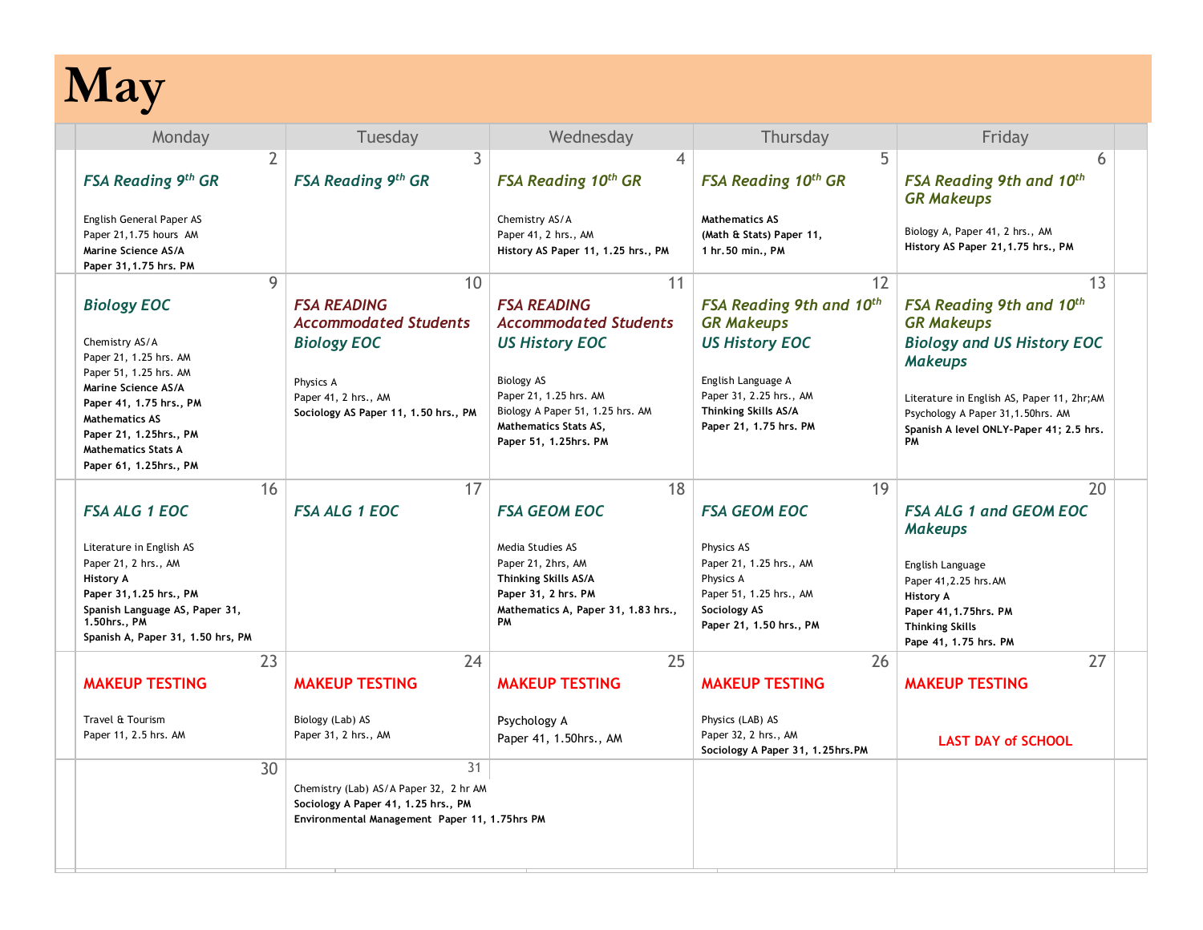# May

| Monday | Tuesday | Wednesday | Thursday | Friday |
|---|---|---|---|---|
| 2<br>*FSA Reading 9th GR*<br><br>English General Paper AS<br>Paper 21,1.75 hours AM<br>**Marine Science AS/A**<br>**Paper 31,1.75 hrs. PM** | 3<br>*FSA Reading 9th GR* | 4<br>*FSA Reading 10th GR*<br><br>Chemistry AS/A<br>Paper 41, 2 hrs., AM<br>**History AS Paper 11, 1.25 hrs., PM** | 5<br>*FSA Reading 10th GR*<br><br>**Mathematics AS**<br>**(Math & Stats) Paper 11,**<br>**1 hr.50 min., PM** | 6<br>*FSA Reading 9th and 10th GR Makeups*<br><br>Biology A, Paper 41, 2 hrs., AM<br>**History AS Paper 21,1.75 hrs., PM** |
| 9<br>*Biology EOC*<br><br>Chemistry AS/A<br>Paper 21, 1.25 hrs. AM<br>Paper 51, 1.25 hrs. AM<br>**Marine Science AS/A**<br>**Paper 41, 1.75 hrs., PM**<br>**Mathematics AS**<br>**Paper 21, 1.25hrs., PM**<br>**Mathematics Stats A**<br>**Paper 61, 1.25hrs., PM** | 10<br>*FSA READING Accommodated Students*<br>*Biology EOC*<br><br>Physics A<br>Paper 41, 2 hrs., AM<br>**Sociology AS Paper 11, 1.50 hrs., PM** | 11<br>*FSA READING Accommodated Students*<br>*US History EOC*<br><br>Biology AS<br>Paper 21, 1.25 hrs. AM<br>Biology A Paper 51, 1.25 hrs. AM<br>**Mathematics Stats AS,**<br>**Paper 51, 1.25hrs. PM** | 12<br>*FSA Reading 9th and 10th GR Makeups*<br>*US History EOC*<br><br>English Language A<br>Paper 31, 2.25 hrs., AM<br>**Thinking Skills AS/A**<br>**Paper 21, 1.75 hrs. PM** | 13<br>*FSA Reading 9th and 10th GR Makeups*<br>*Biology and US History EOC Makeups*<br><br>Literature in English AS, Paper 11, 2hr;AM<br>Psychology A Paper 31,1.50hrs. AM<br>**Spanish A level ONLY-Paper 41; 2.5 hrs. PM** |
| 16<br>*FSA ALG 1 EOC*<br><br>Literature in English AS<br>Paper 21, 2 hrs., AM<br>**History A**<br>**Paper 31,1.25 hrs., PM**<br>**Spanish Language AS, Paper 31, 1.50hrs., PM**<br>**Spanish A, Paper 31, 1.50 hrs, PM** | 17<br>*FSA ALG 1 EOC* | 18<br>*FSA GEOM EOC*<br><br>Media Studies AS<br>Paper 21, 2hrs, AM<br>**Thinking Skills AS/A**<br>**Paper 31, 2 hrs. PM**<br>**Mathematics A, Paper 31, 1.83 hrs., PM** | 19<br>*FSA GEOM EOC*<br><br>Physics AS<br>Paper 21, 1.25 hrs., AM<br>Physics A<br>Paper 51, 1.25 hrs., AM<br>**Sociology AS**<br>**Paper 21, 1.50 hrs., PM** | 20<br>*FSA ALG 1 and GEOM EOC Makeups*<br><br>English Language<br>Paper 41,2.25 hrs.AM<br>**History A**<br>**Paper 41,1.75hrs. PM**<br>**Thinking Skills**<br>**Pape 41, 1.75 hrs. PM** |
| 23<br>MAKEUP TESTING<br><br>Travel & Tourism<br>Paper 11, 2.5 hrs. AM | 24<br>MAKEUP TESTING<br><br>Biology (Lab) AS<br>Paper 31, 2 hrs., AM | 25<br>MAKEUP TESTING<br><br>Psychology A<br>Paper 41, 1.50hrs., AM | 26<br>MAKEUP TESTING<br><br>Physics (LAB) AS<br>Paper 32, 2 hrs., AM<br>**Sociology A Paper 31, 1.25hrs.PM** | 27<br>MAKEUP TESTING<br><br>LAST DAY of SCHOOL |
| 30 | 31<br>Chemistry (Lab) AS/A Paper 32, 2 hr AM<br>**Sociology A Paper 41, 1.25 hrs., PM**<br>**Environmental Management Paper 11, 1.75hrs PM** | | | |